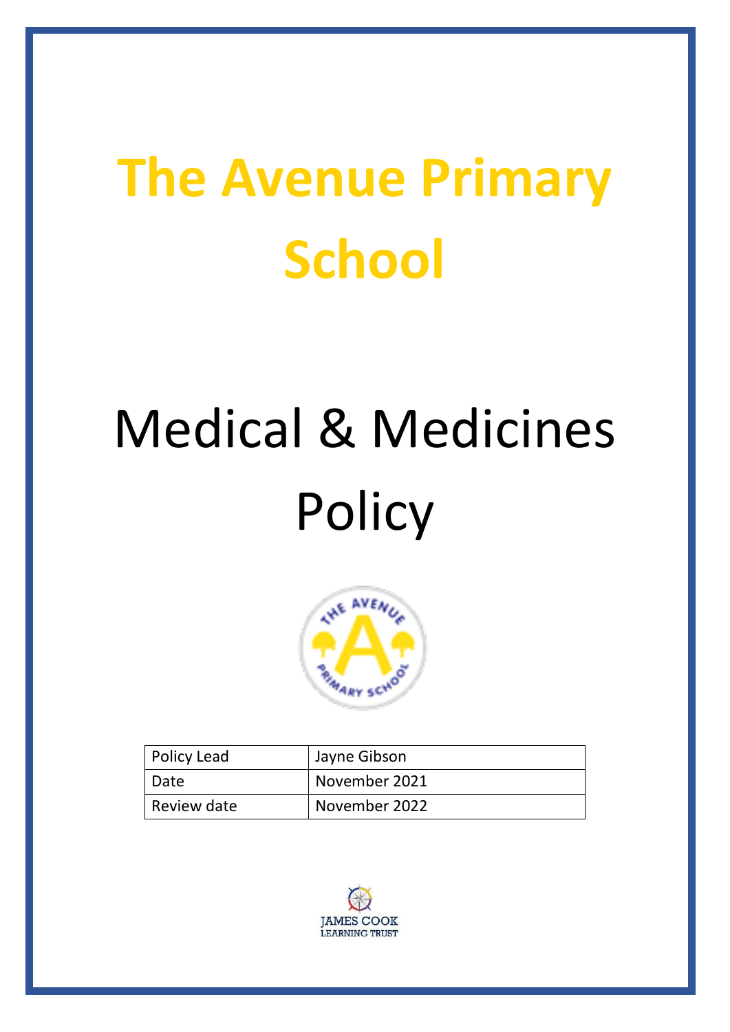# The Avenue Primary School

# Medical & Medicines Policy

| Policy Lead | Jayne Gibson |
|---|---|
| Date | November 2021 |
| Review date | November 2022 |

JAMES COOK LEARNING TRUST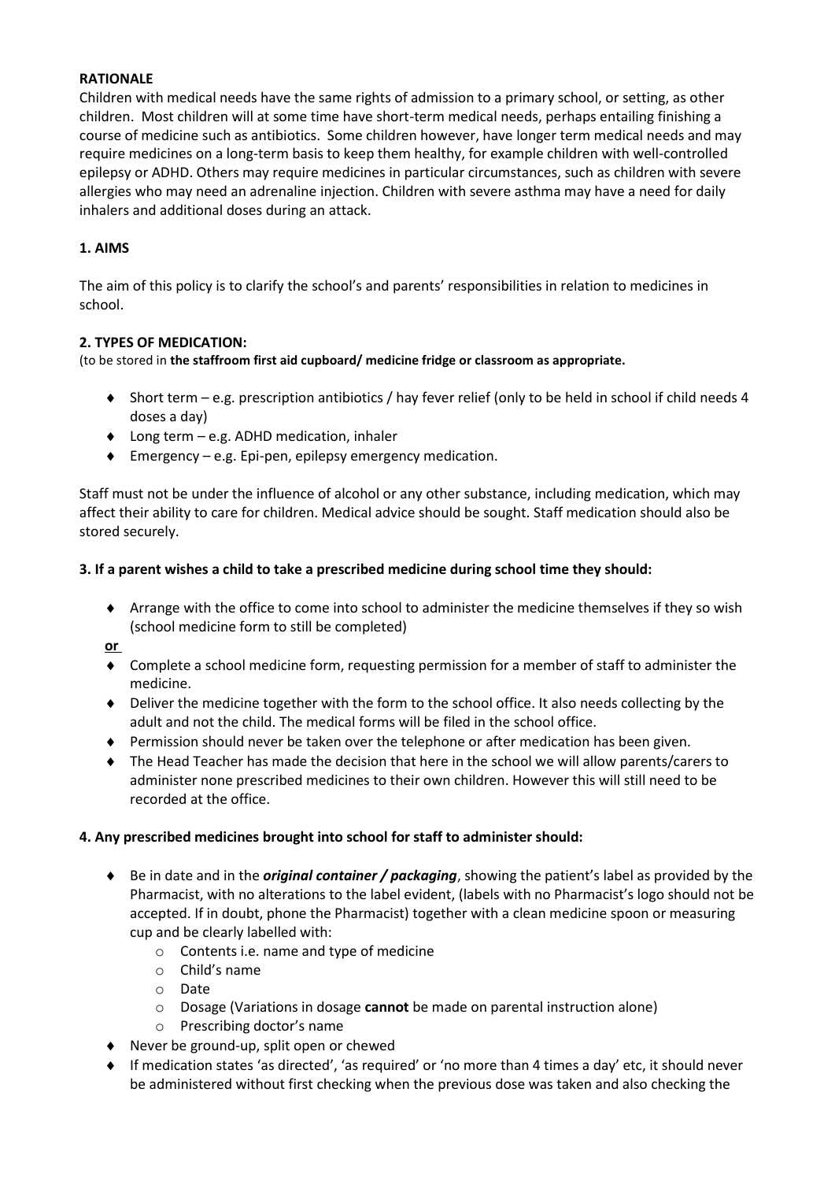**RATIONALE**

Children with medical needs have the same rights of admission to a primary school, or setting, as other children. Most children will at some time have short-term medical needs, perhaps entailing finishing a course of medicine such as antibiotics. Some children however, have longer term medical needs and may require medicines on a long-term basis to keep them healthy, for example children with well-controlled epilepsy or ADHD. Others may require medicines in particular circumstances, such as children with severe allergies who may need an adrenaline injection. Children with severe asthma may have a need for daily inhalers and additional doses during an attack.

**1. AIMS**

The aim of this policy is to clarify the school's and parents' responsibilities in relation to medicines in school.

**2. TYPES OF MEDICATION:**

(to be stored in **the staffroom first aid cupboard/ medicine fridge or classroom as appropriate.**

- Short term – e.g. prescription antibiotics / hay fever relief (only to be held in school if child needs 4 doses a day)
- Long term – e.g. ADHD medication, inhaler
- Emergency – e.g. Epi-pen, epilepsy emergency medication.

Staff must not be under the influence of alcohol or any other substance, including medication, which may affect their ability to care for children. Medical advice should be sought. Staff medication should also be stored securely.

**3. If a parent wishes a child to take a prescribed medicine during school time they should:**

- Arrange with the office to come into school to administer the medicine themselves if they so wish (school medicine form to still be completed)

**or**

- Complete a school medicine form, requesting permission for a member of staff to administer the medicine.
- Deliver the medicine together with the form to the school office. It also needs collecting by the adult and not the child. The medical forms will be filed in the school office.
- Permission should never be taken over the telephone or after medication has been given.
- The Head Teacher has made the decision that here in the school we will allow parents/carers to administer none prescribed medicines to their own children. However this will still need to be recorded at the office.

**4. Any prescribed medicines brought into school for staff to administer should:**

- Be in date and in the ***original container / packaging***, showing the patient's label as provided by the Pharmacist, with no alterations to the label evident, (labels with no Pharmacist's logo should not be accepted. If in doubt, phone the Pharmacist) together with a clean medicine spoon or measuring cup and be clearly labelled with:
  - Contents i.e. name and type of medicine
  - Child's name
  - Date
  - Dosage (Variations in dosage **cannot** be made on parental instruction alone)
  - Prescribing doctor's name
- Never be ground-up, split open or chewed
- If medication states 'as directed', 'as required' or 'no more than 4 times a day' etc, it should never be administered without first checking when the previous dose was taken and also checking the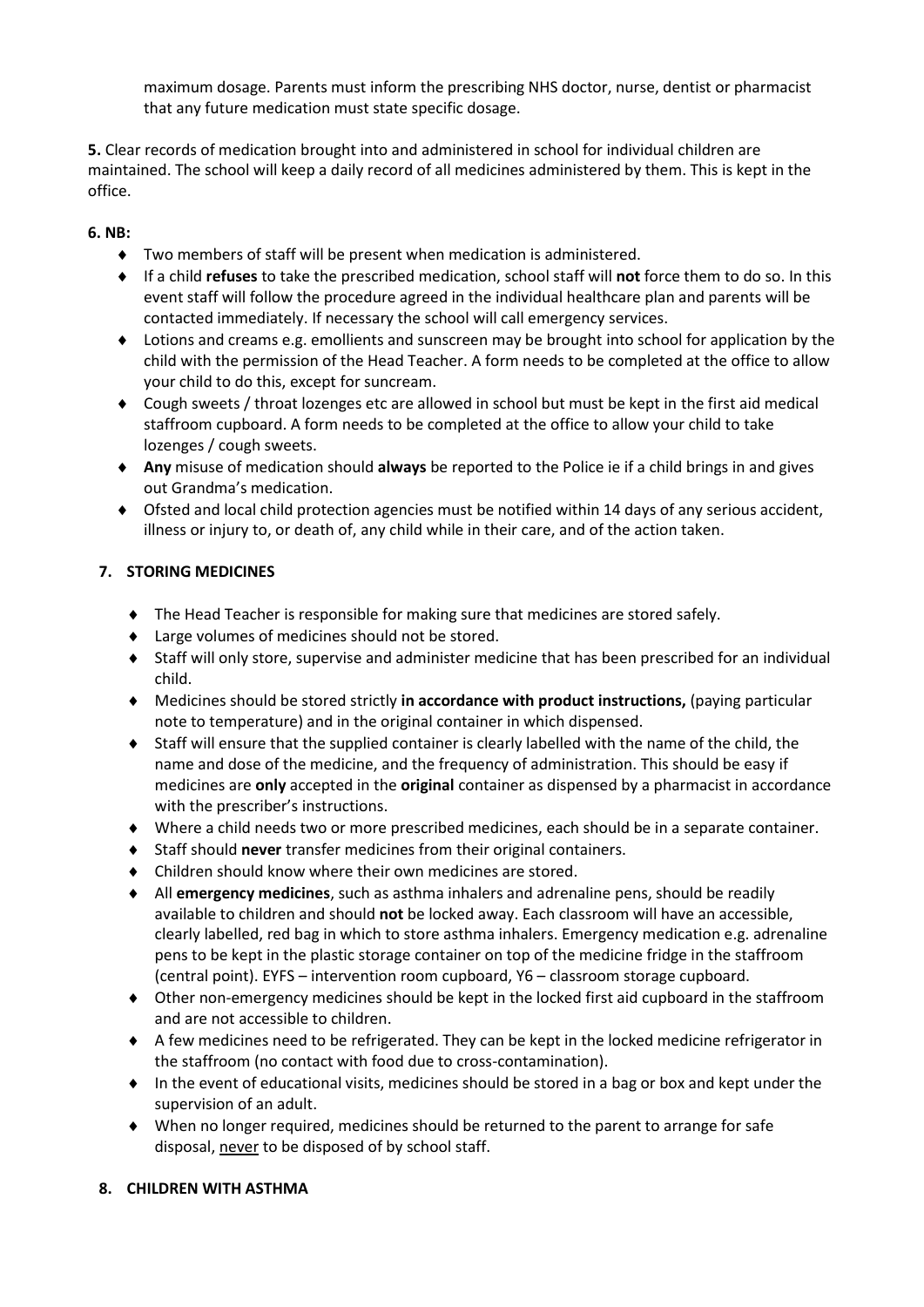maximum dosage. Parents must inform the prescribing NHS doctor, nurse, dentist or pharmacist that any future medication must state specific dosage.

**5.** Clear records of medication brought into and administered in school for individual children are maintained. The school will keep a daily record of all medicines administered by them. This is kept in the office.

**6. NB:**

- Two members of staff will be present when medication is administered.
- If a child **refuses** to take the prescribed medication, school staff will **not** force them to do so. In this event staff will follow the procedure agreed in the individual healthcare plan and parents will be contacted immediately. If necessary the school will call emergency services.
- Lotions and creams e.g. emollients and sunscreen may be brought into school for application by the child with the permission of the Head Teacher. A form needs to be completed at the office to allow your child to do this, except for suncream.
- Cough sweets / throat lozenges etc are allowed in school but must be kept in the first aid medical staffroom cupboard. A form needs to be completed at the office to allow your child to take lozenges / cough sweets.
- **Any** misuse of medication should **always** be reported to the Police ie if a child brings in and gives out Grandma's medication.
- Ofsted and local child protection agencies must be notified within 14 days of any serious accident, illness or injury to, or death of, any child while in their care, and of the action taken.

## 7. STORING MEDICINES

- The Head Teacher is responsible for making sure that medicines are stored safely.
- Large volumes of medicines should not be stored.
- Staff will only store, supervise and administer medicine that has been prescribed for an individual child.
- Medicines should be stored strictly **in accordance with product instructions,** (paying particular note to temperature) and in the original container in which dispensed.
- Staff will ensure that the supplied container is clearly labelled with the name of the child, the name and dose of the medicine, and the frequency of administration. This should be easy if medicines are **only** accepted in the **original** container as dispensed by a pharmacist in accordance with the prescriber's instructions.
- Where a child needs two or more prescribed medicines, each should be in a separate container.
- Staff should **never** transfer medicines from their original containers.
- Children should know where their own medicines are stored.
- All **emergency medicines**, such as asthma inhalers and adrenaline pens, should be readily available to children and should **not** be locked away. Each classroom will have an accessible, clearly labelled, red bag in which to store asthma inhalers. Emergency medication e.g. adrenaline pens to be kept in the plastic storage container on top of the medicine fridge in the staffroom (central point). EYFS – intervention room cupboard, Y6 – classroom storage cupboard.
- Other non-emergency medicines should be kept in the locked first aid cupboard in the staffroom and are not accessible to children.
- A few medicines need to be refrigerated. They can be kept in the locked medicine refrigerator in the staffroom (no contact with food due to cross-contamination).
- In the event of educational visits, medicines should be stored in a bag or box and kept under the supervision of an adult.
- When no longer required, medicines should be returned to the parent to arrange for safe disposal, <u>never</u> to be disposed of by school staff.

## 8. CHILDREN WITH ASTHMA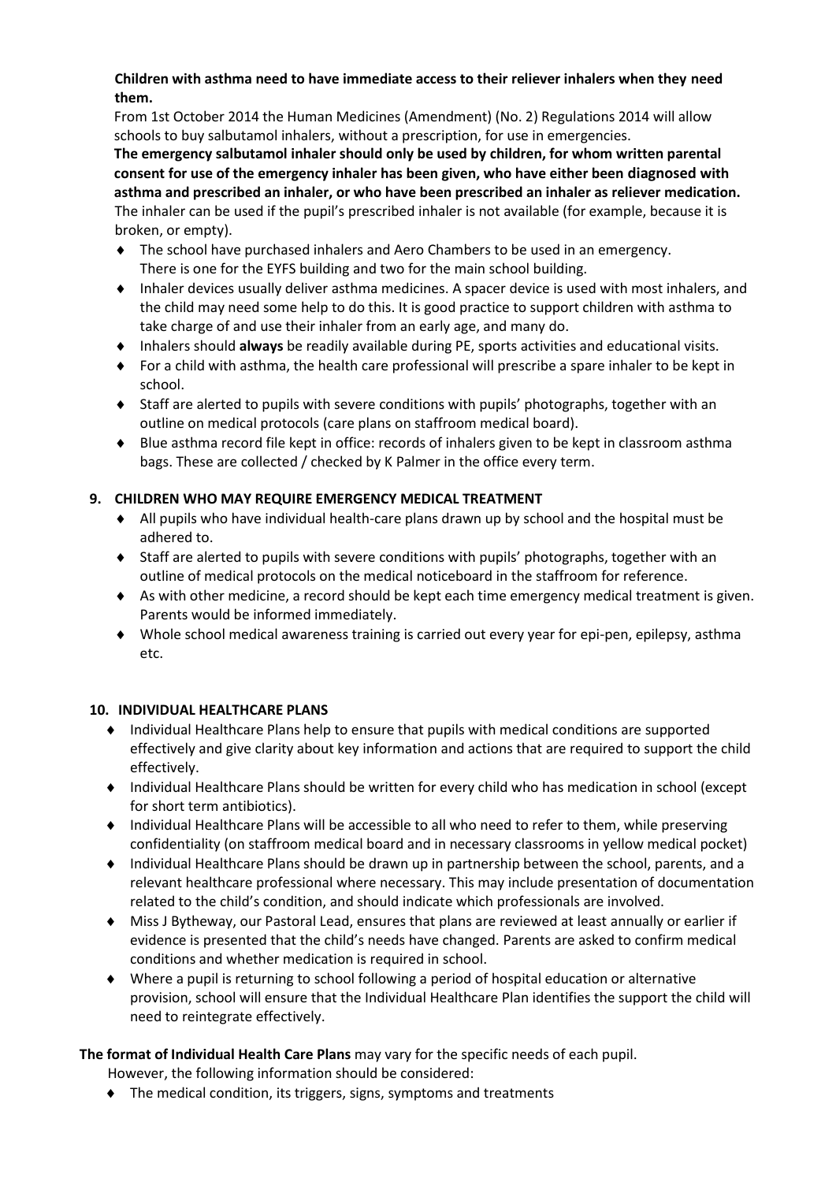**Children with asthma need to have immediate access to their reliever inhalers when they need them.**

From 1st October 2014 the Human Medicines (Amendment) (No. 2) Regulations 2014 will allow schools to buy salbutamol inhalers, without a prescription, for use in emergencies.

**The emergency salbutamol inhaler should only be used by children, for whom written parental consent for use of the emergency inhaler has been given, who have either been diagnosed with asthma and prescribed an inhaler, or who have been prescribed an inhaler as reliever medication.** The inhaler can be used if the pupil's prescribed inhaler is not available (for example, because it is broken, or empty).

- The school have purchased inhalers and Aero Chambers to be used in an emergency. There is one for the EYFS building and two for the main school building.
- Inhaler devices usually deliver asthma medicines. A spacer device is used with most inhalers, and the child may need some help to do this. It is good practice to support children with asthma to take charge of and use their inhaler from an early age, and many do.
- Inhalers should **always** be readily available during PE, sports activities and educational visits.
- For a child with asthma, the health care professional will prescribe a spare inhaler to be kept in school.
- Staff are alerted to pupils with severe conditions with pupils' photographs, together with an outline on medical protocols (care plans on staffroom medical board).
- Blue asthma record file kept in office: records of inhalers given to be kept in classroom asthma bags. These are collected / checked by K Palmer in the office every term.

## 9. CHILDREN WHO MAY REQUIRE EMERGENCY MEDICAL TREATMENT

- All pupils who have individual health-care plans drawn up by school and the hospital must be adhered to.
- Staff are alerted to pupils with severe conditions with pupils' photographs, together with an outline of medical protocols on the medical noticeboard in the staffroom for reference.
- As with other medicine, a record should be kept each time emergency medical treatment is given. Parents would be informed immediately.
- Whole school medical awareness training is carried out every year for epi-pen, epilepsy, asthma etc.

## 10. INDIVIDUAL HEALTHCARE PLANS

- Individual Healthcare Plans help to ensure that pupils with medical conditions are supported effectively and give clarity about key information and actions that are required to support the child effectively.
- Individual Healthcare Plans should be written for every child who has medication in school (except for short term antibiotics).
- Individual Healthcare Plans will be accessible to all who need to refer to them, while preserving confidentiality (on staffroom medical board and in necessary classrooms in yellow medical pocket)
- Individual Healthcare Plans should be drawn up in partnership between the school, parents, and a relevant healthcare professional where necessary. This may include presentation of documentation related to the child's condition, and should indicate which professionals are involved.
- Miss J Bytheway, our Pastoral Lead, ensures that plans are reviewed at least annually or earlier if evidence is presented that the child's needs have changed. Parents are asked to confirm medical conditions and whether medication is required in school.
- Where a pupil is returning to school following a period of hospital education or alternative provision, school will ensure that the Individual Healthcare Plan identifies the support the child will need to reintegrate effectively.

**The format of Individual Health Care Plans** may vary for the specific needs of each pupil. However, the following information should be considered:

- The medical condition, its triggers, signs, symptoms and treatments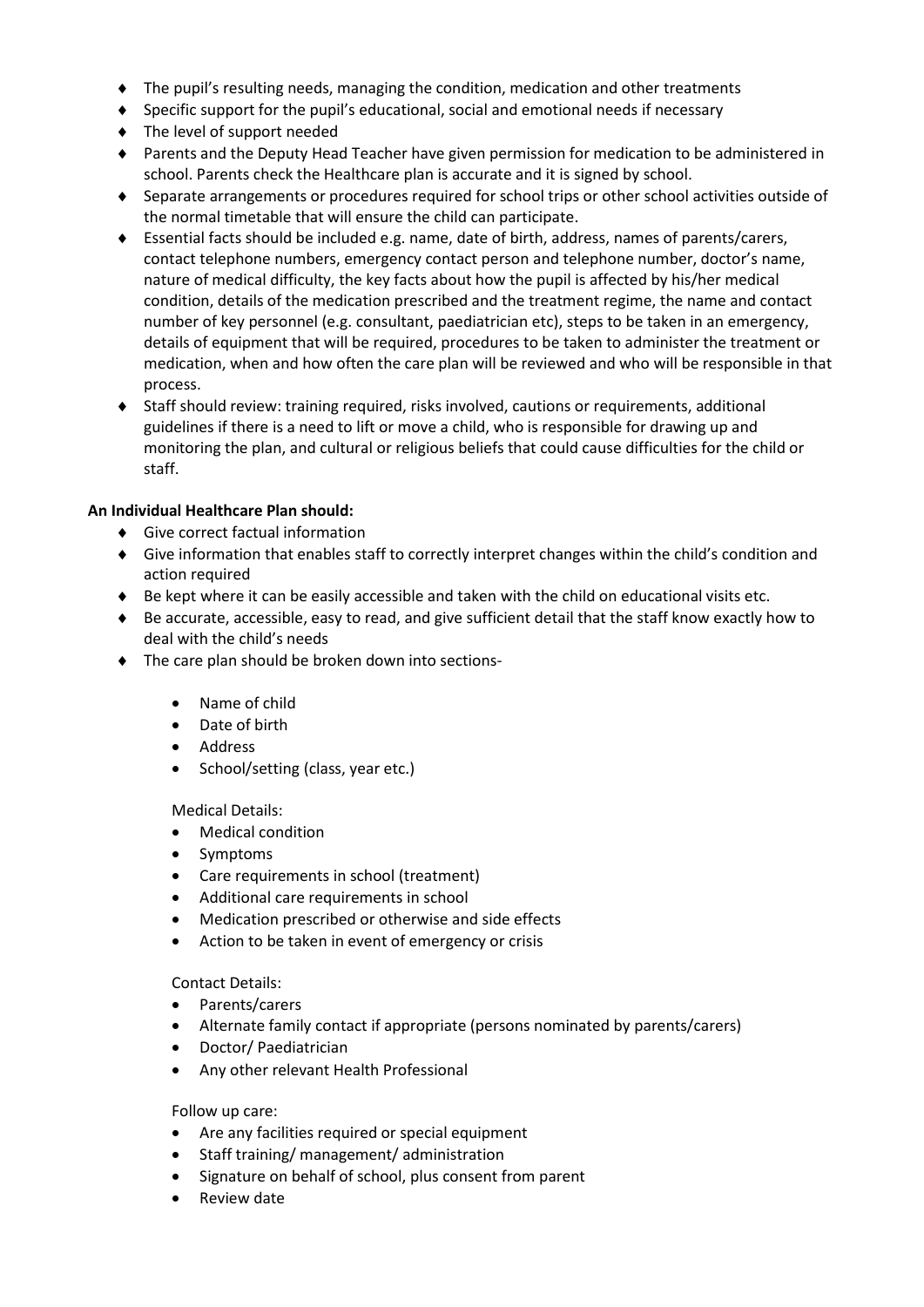- The pupil's resulting needs, managing the condition, medication and other treatments
- Specific support for the pupil's educational, social and emotional needs if necessary
- The level of support needed
- Parents and the Deputy Head Teacher have given permission for medication to be administered in school. Parents check the Healthcare plan is accurate and it is signed by school.
- Separate arrangements or procedures required for school trips or other school activities outside of the normal timetable that will ensure the child can participate.
- Essential facts should be included e.g. name, date of birth, address, names of parents/carers, contact telephone numbers, emergency contact person and telephone number, doctor's name, nature of medical difficulty, the key facts about how the pupil is affected by his/her medical condition, details of the medication prescribed and the treatment regime, the name and contact number of key personnel (e.g. consultant, paediatrician etc), steps to be taken in an emergency, details of equipment that will be required, procedures to be taken to administer the treatment or medication, when and how often the care plan will be reviewed and who will be responsible in that process.
- Staff should review: training required, risks involved, cautions or requirements, additional guidelines if there is a need to lift or move a child, who is responsible for drawing up and monitoring the plan, and cultural or religious beliefs that could cause difficulties for the child or staff.

**An Individual Healthcare Plan should:**

- Give correct factual information
- Give information that enables staff to correctly interpret changes within the child's condition and action required
- Be kept where it can be easily accessible and taken with the child on educational visits etc.
- Be accurate, accessible, easy to read, and give sufficient detail that the staff know exactly how to deal with the child's needs
- The care plan should be broken down into sections-
  - Name of child
  - Date of birth
  - Address
  - School/setting (class, year etc.)

  Medical Details:
  - Medical condition
  - Symptoms
  - Care requirements in school (treatment)
  - Additional care requirements in school
  - Medication prescribed or otherwise and side effects
  - Action to be taken in event of emergency or crisis

  Contact Details:
  - Parents/carers
  - Alternate family contact if appropriate (persons nominated by parents/carers)
  - Doctor/ Paediatrician
  - Any other relevant Health Professional

  Follow up care:
  - Are any facilities required or special equipment
  - Staff training/ management/ administration
  - Signature on behalf of school, plus consent from parent
  - Review date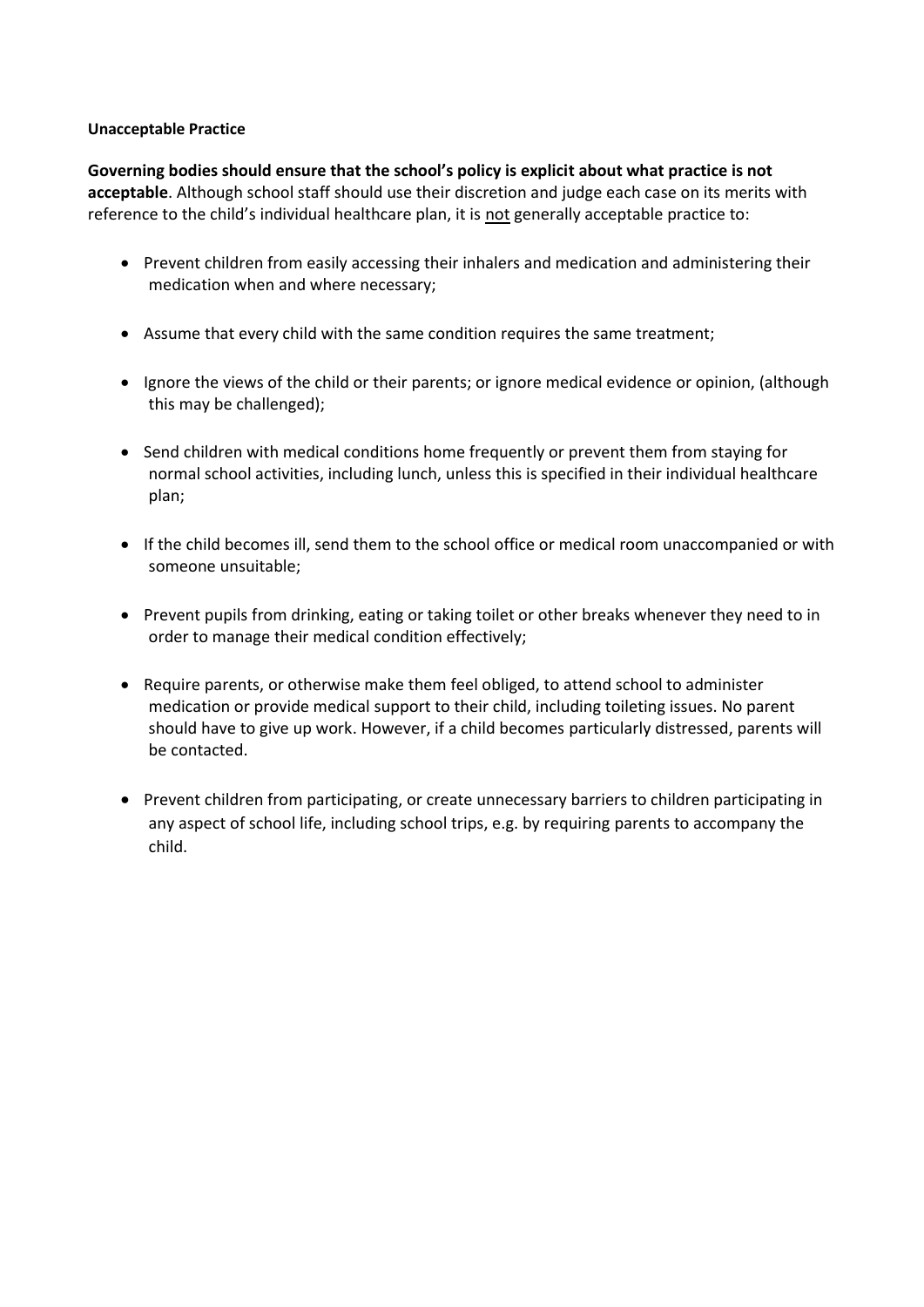**Unacceptable Practice**

**Governing bodies should ensure that the school's policy is explicit about what practice is not acceptable**. Although school staff should use their discretion and judge each case on its merits with reference to the child's individual healthcare plan, it is <u>not</u> generally acceptable practice to:

- Prevent children from easily accessing their inhalers and medication and administering their medication when and where necessary;
- Assume that every child with the same condition requires the same treatment;
- Ignore the views of the child or their parents; or ignore medical evidence or opinion, (although this may be challenged);
- Send children with medical conditions home frequently or prevent them from staying for normal school activities, including lunch, unless this is specified in their individual healthcare plan;
- If the child becomes ill, send them to the school office or medical room unaccompanied or with someone unsuitable;
- Prevent pupils from drinking, eating or taking toilet or other breaks whenever they need to in order to manage their medical condition effectively;
- Require parents, or otherwise make them feel obliged, to attend school to administer medication or provide medical support to their child, including toileting issues. No parent should have to give up work. However, if a child becomes particularly distressed, parents will be contacted.
- Prevent children from participating, or create unnecessary barriers to children participating in any aspect of school life, including school trips, e.g. by requiring parents to accompany the child.